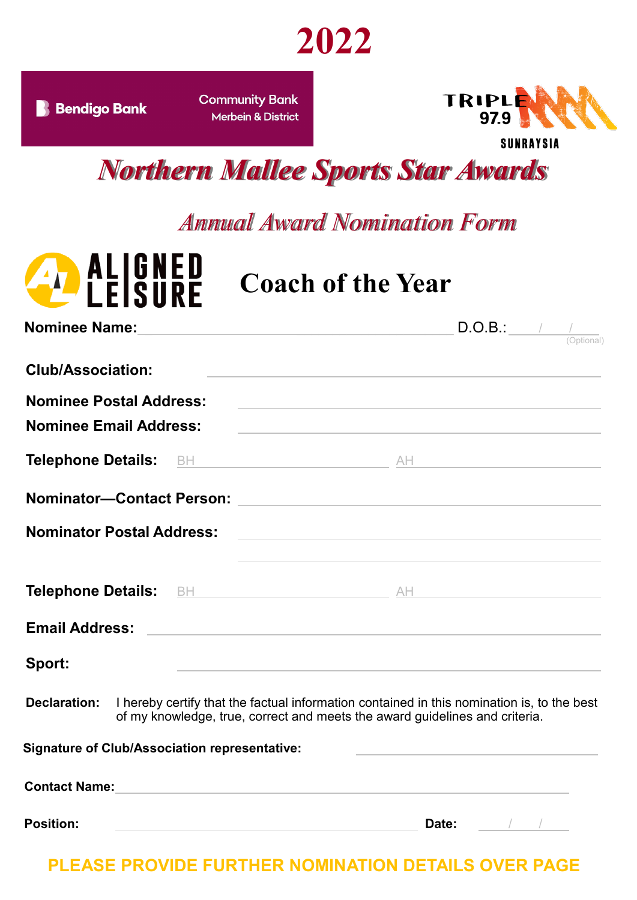# 2022

Bendigo Bank Community Bank Merbein & District

TRIPLE M 97.9 SUNRAYSIA

## *Northern Mallee Sports Star Awards*

### *Annual Award Nomination Form*

ALIGNED LEISURE

## Coach of the Year

**Nominee Name:** ______________________________ D.O.B.: ___/___/___ (Optional)

**Club/Association:** ______________________________

**Nominee Postal Address:** ______________________________

**Nominee Email Address:** ______________________________

**Telephone Details:** BH ______________ AH ______________

**Nominator—Contact Person:** ______________________________

**Nominator Postal Address:** ______________________________

______________________________

**Telephone Details:** BH ______________ AH ______________

**Email Address:** ______________________________

**Sport:** ______________________________

**Declaration:** I hereby certify that the factual information contained in this nomination is, to the best of my knowledge, true, correct and meets the award guidelines and criteria.

**Signature of Club/Association representative:** ______________________________

**Contact Name:** ______________________________

**Position:** ______________________________ **Date:** ___/___/___

**PLEASE PROVIDE FURTHER NOMINATION DETAILS OVER PAGE**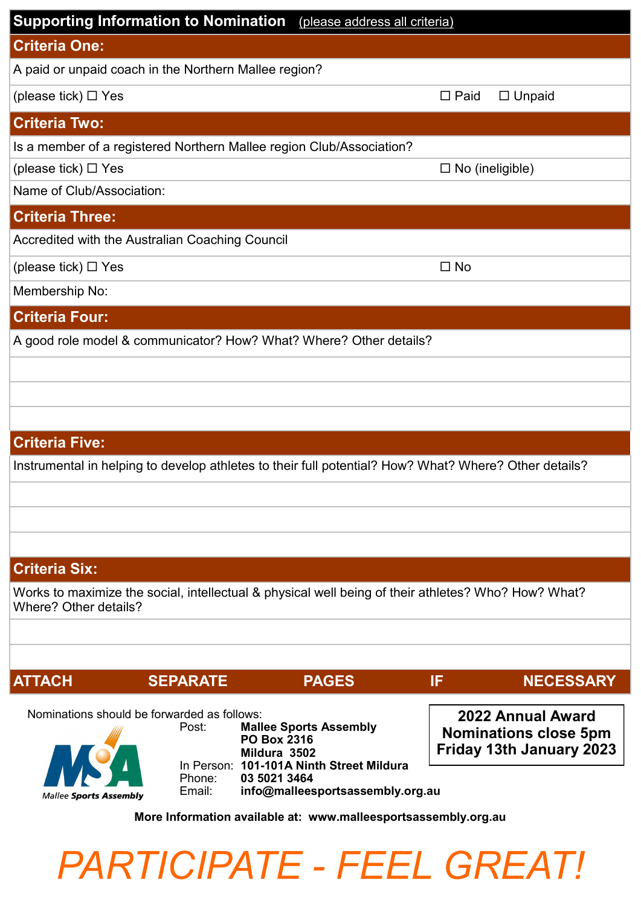## Supporting Information to Nomination (please address all criteria)

### Criteria One:

A paid or unpaid coach in the Northern Mallee region?

(please tick) ☐ Yes ☐ Paid ☐ Unpaid

### Criteria Two:

Is a member of a registered Northern Mallee region Club/Association?

(please tick) ☐ Yes ☐ No (ineligible)

Name of Club/Association:

### Criteria Three:

Accredited with the Australian Coaching Council

(please tick) ☐ Yes ☐ No

Membership No:

### Criteria Four:

A good role model & communicator? How? What? Where? Other details?

### Criteria Five:

Instrumental in helping to develop athletes to their full potential? How? What? Where? Other details?

### Criteria Six:

Works to maximize the social, intellectual & physical well being of their athletes? Who? How? What? Where? Other details?

**ATTACH SEPARATE PAGES IF NECESSARY**

Nominations should be forwarded as follows:

Post: **Mallee Sports Assembly**
**PO Box 2316**
**Mildura 3502**

In Person: **101-101A Ninth Street Mildura**

Phone: **03 5021 3464**

Email: **info@malleesportsassembly.org.au**

Mallee Sports Assembly

**2022 Annual Award Nominations close 5pm Friday 13th January 2023**

**More Information available at: www.malleesportsassembly.org.au**

*PARTICIPATE - FEEL GREAT!*